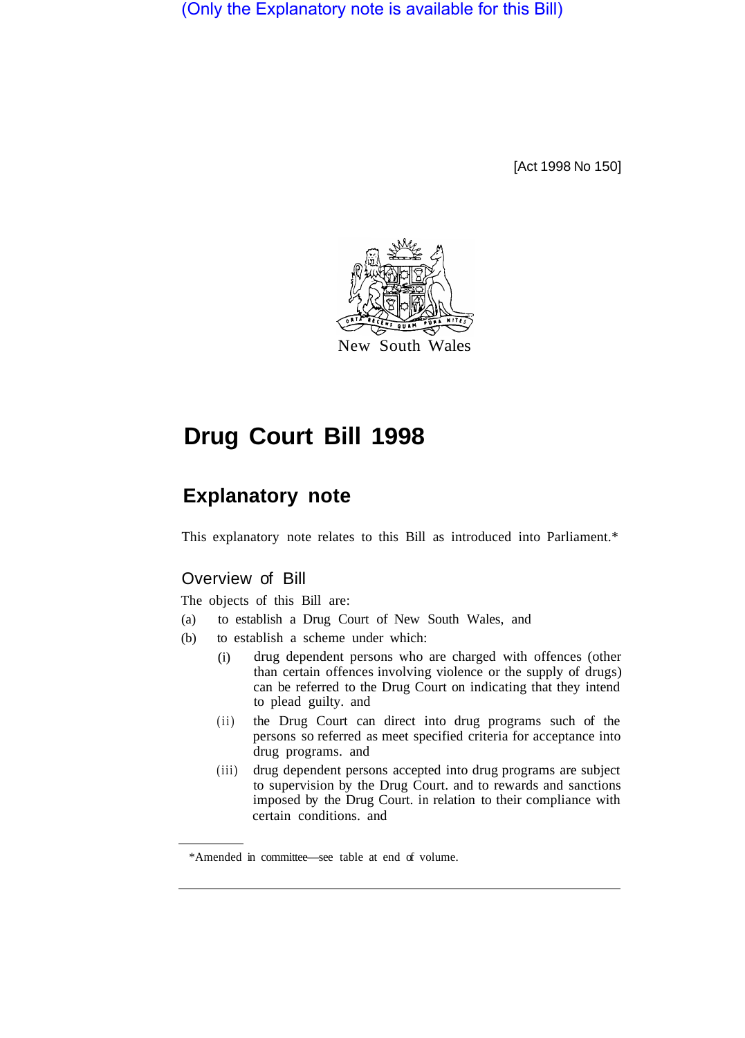(Only the Explanatory note is available for this Bill)

[Act 1998 No 150]

New South Wales

# Drug Court Bill 1998

## Explanatory note

This explanatory note relates to this Bill as introduced into Parliament.*

### Overview of Bill

The objects of this Bill are:

(a) to establish a Drug Court of New South Wales, and

(b) to establish a scheme under which:

   (i) drug dependent persons who are charged with offences (other than certain offences involving violence or the supply of drugs) can be referred to the Drug Court on indicating that they intend to plead guilty. and

   (ii) the Drug Court can direct into drug programs such of the persons so referred as meet specified criteria for acceptance into drug programs. and

   (iii) drug dependent persons accepted into drug programs are subject to supervision by the Drug Court. and to rewards and sanctions imposed by the Drug Court. in relation to their compliance with certain conditions. and

*Amended in committee—see table at end of volume.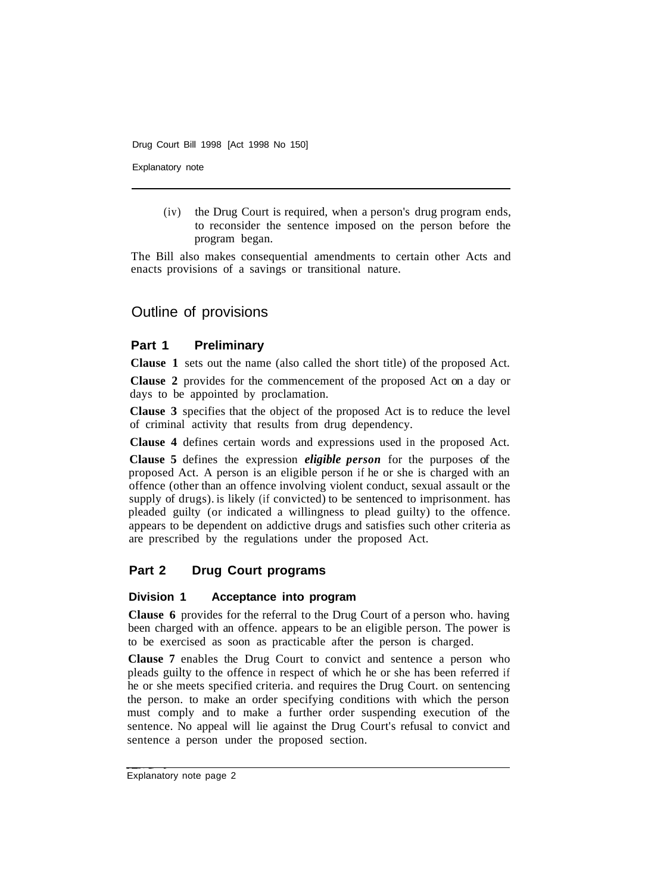(iv) the Drug Court is required, when a person's drug program ends, to reconsider the sentence imposed on the person before the program began.

The Bill also makes consequential amendments to certain other Acts and enacts provisions of a savings or transitional nature.

## Outline of provisions

### Part 1 Preliminary

**Clause 1** sets out the name (also called the short title) of the proposed Act.

**Clause 2** provides for the commencement of the proposed Act on a day or days to be appointed by proclamation.

**Clause 3** specifies that the object of the proposed Act is to reduce the level of criminal activity that results from drug dependency.

**Clause 4** defines certain words and expressions used in the proposed Act.

**Clause 5** defines the expression ***eligible person*** for the purposes of the proposed Act. A person is an eligible person if he or she is charged with an offence (other than an offence involving violent conduct, sexual assault or the supply of drugs). is likely (if convicted) to be sentenced to imprisonment. has pleaded guilty (or indicated a willingness to plead guilty) to the offence. appears to be dependent on addictive drugs and satisfies such other criteria as are prescribed by the regulations under the proposed Act.

### Part 2 Drug Court programs

#### Division 1 Acceptance into program

**Clause 6** provides for the referral to the Drug Court of a person who. having been charged with an offence. appears to be an eligible person. The power is to be exercised as soon as practicable after the person is charged.

**Clause 7** enables the Drug Court to convict and sentence a person who pleads guilty to the offence in respect of which he or she has been referred if he or she meets specified criteria. and requires the Drug Court. on sentencing the person. to make an order specifying conditions with which the person must comply and to make a further order suspending execution of the sentence. No appeal will lie against the Drug Court's refusal to convict and sentence a person under the proposed section.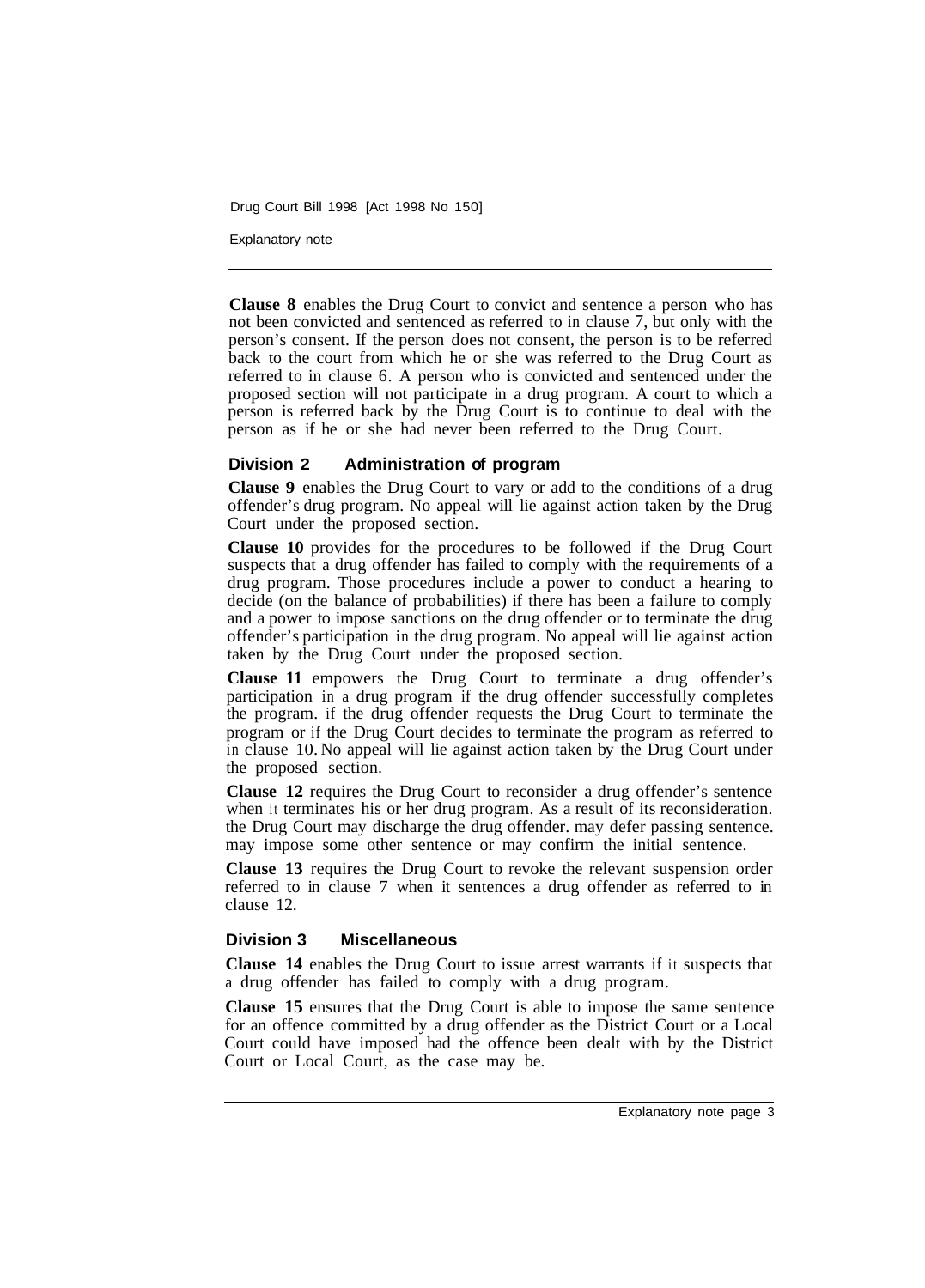**Clause 8** enables the Drug Court to convict and sentence a person who has not been convicted and sentenced as referred to in clause 7, but only with the person's consent. If the person does not consent, the person is to be referred back to the court from which he or she was referred to the Drug Court as referred to in clause 6. A person who is convicted and sentenced under the proposed section will not participate in a drug program. A court to which a person is referred back by the Drug Court is to continue to deal with the person as if he or she had never been referred to the Drug Court.

## Division 2 Administration of program

**Clause 9** enables the Drug Court to vary or add to the conditions of a drug offender's drug program. No appeal will lie against action taken by the Drug Court under the proposed section.

**Clause 10** provides for the procedures to be followed if the Drug Court suspects that a drug offender has failed to comply with the requirements of a drug program. Those procedures include a power to conduct a hearing to decide (on the balance of probabilities) if there has been a failure to comply and a power to impose sanctions on the drug offender or to terminate the drug offender's participation in the drug program. No appeal will lie against action taken by the Drug Court under the proposed section.

**Clause 11** empowers the Drug Court to terminate a drug offender's participation in a drug program if the drug offender successfully completes the program. if the drug offender requests the Drug Court to terminate the program or if the Drug Court decides to terminate the program as referred to in clause 10. No appeal will lie against action taken by the Drug Court under the proposed section.

**Clause 12** requires the Drug Court to reconsider a drug offender's sentence when it terminates his or her drug program. As a result of its reconsideration. the Drug Court may discharge the drug offender. may defer passing sentence. may impose some other sentence or may confirm the initial sentence.

**Clause 13** requires the Drug Court to revoke the relevant suspension order referred to in clause 7 when it sentences a drug offender as referred to in clause 12.

## Division 3 Miscellaneous

**Clause 14** enables the Drug Court to issue arrest warrants if it suspects that a drug offender has failed to comply with a drug program.

**Clause 15** ensures that the Drug Court is able to impose the same sentence for an offence committed by a drug offender as the District Court or a Local Court could have imposed had the offence been dealt with by the District Court or Local Court, as the case may be.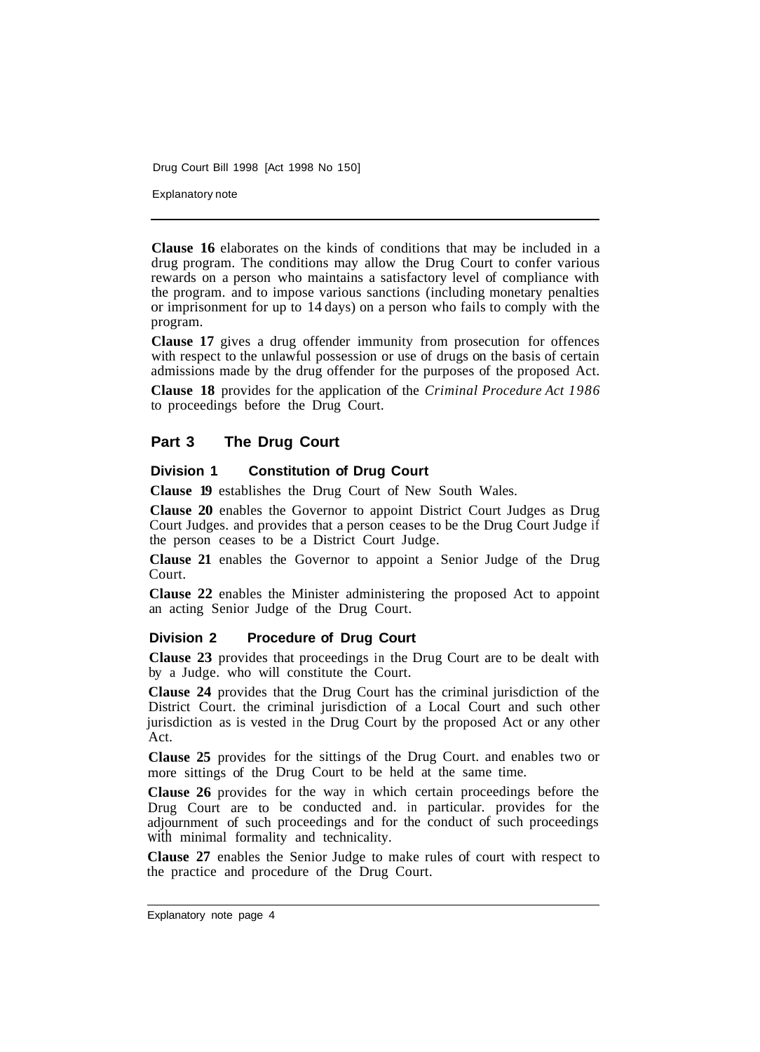**Clause 16** elaborates on the kinds of conditions that may be included in a drug program. The conditions may allow the Drug Court to confer various rewards on a person who maintains a satisfactory level of compliance with the program. and to impose various sanctions (including monetary penalties or imprisonment for up to 14 days) on a person who fails to comply with the program.

**Clause 17** gives a drug offender immunity from prosecution for offences with respect to the unlawful possession or use of drugs on the basis of certain admissions made by the drug offender for the purposes of the proposed Act.

**Clause 18** provides for the application of the *Criminal Procedure Act 1986* to proceedings before the Drug Court.

## Part 3 The Drug Court

### Division 1 Constitution of Drug Court

**Clause 19** establishes the Drug Court of New South Wales.

**Clause 20** enables the Governor to appoint District Court Judges as Drug Court Judges. and provides that a person ceases to be the Drug Court Judge if the person ceases to be a District Court Judge.

**Clause 21** enables the Governor to appoint a Senior Judge of the Drug Court.

**Clause 22** enables the Minister administering the proposed Act to appoint an acting Senior Judge of the Drug Court.

### Division 2 Procedure of Drug Court

**Clause 23** provides that proceedings in the Drug Court are to be dealt with by a Judge. who will constitute the Court.

**Clause 24** provides that the Drug Court has the criminal jurisdiction of the District Court. the criminal jurisdiction of a Local Court and such other jurisdiction as is vested in the Drug Court by the proposed Act or any other Act.

**Clause 25** provides for the sittings of the Drug Court. and enables two or more sittings of the Drug Court to be held at the same time.

**Clause 26** provides for the way in which certain proceedings before the Drug Court are to be conducted and. in particular. provides for the adjournment of such proceedings and for the conduct of such proceedings with minimal formality and technicality.

**Clause 27** enables the Senior Judge to make rules of court with respect to the practice and procedure of the Drug Court.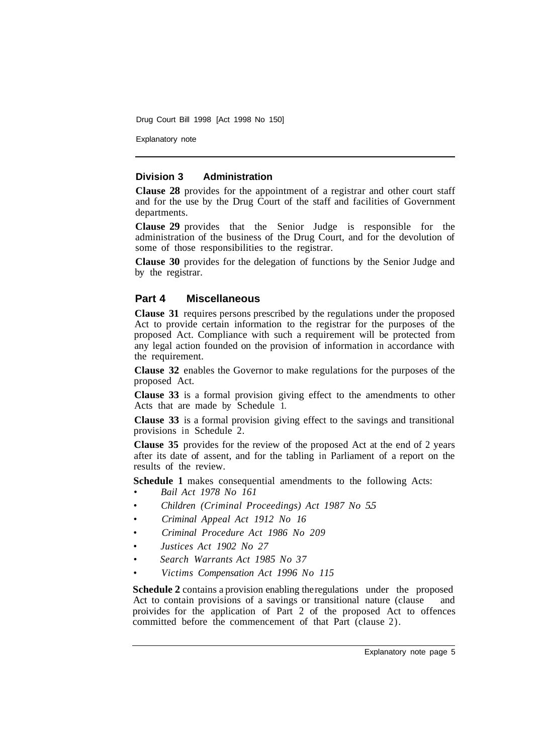### Division 3 Administration

**Clause 28** provides for the appointment of a registrar and other court staff and for the use by the Drug Court of the staff and facilities of Government departments.

**Clause 29** provides that the Senior Judge is responsible for the administration of the business of the Drug Court, and for the devolution of some of those responsibilities to the registrar.

**Clause 30** provides for the delegation of functions by the Senior Judge and by the registrar.

## Part 4 Miscellaneous

**Clause 31** requires persons prescribed by the regulations under the proposed Act to provide certain information to the registrar for the purposes of the proposed Act. Compliance with such a requirement will be protected from any legal action founded on the provision of information in accordance with the requirement.

**Clause 32** enables the Governor to make regulations for the purposes of the proposed Act.

**Clause 33** is a formal provision giving effect to the amendments to other Acts that are made by Schedule 1.

**Clause 33** is a formal provision giving effect to the savings and transitional provisions in Schedule 2.

**Clause 35** provides for the review of the proposed Act at the end of 2 years after its date of assent, and for the tabling in Parliament of a report on the results of the review.

**Schedule 1** makes consequential amendments to the following Acts:

- *Bail Act 1978 No 161*
- *Children (Criminal Proceedings) Act 1987 No 55*
- *Criminal Appeal Act 1912 No 16*
- *Criminal Procedure Act 1986 No 209*
- *Justices Act 1902 No 27*
- *Search Warrants Act 1985 No 37*
- *Victims Compensation Act 1996 No 115*

**Schedule 2** contains a provision enabling the regulations under the proposed Act to contain provisions of a savings or transitional nature (clause and proivides for the application of Part 2 of the proposed Act to offences committed before the commencement of that Part (clause 2).